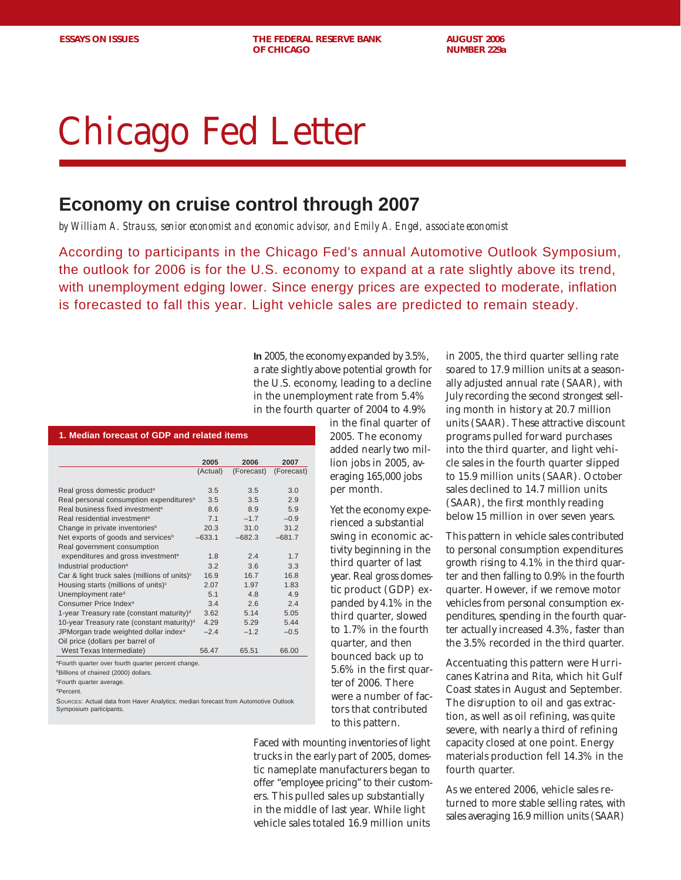ESSAYS ON ISSUES

THE FEDERAL RESERVE BANK OF CHICAGO

AUGUST 2006
NUMBER 229a

# Chicago Fed Letter

## Economy on cruise control through 2007

*by William A. Strauss, senior economist and economic advisor, and Emily A. Engel, associate economist*

According to participants in the Chicago Fed's annual Automotive Outlook Symposium, the outlook for 2006 is for the U.S. economy to expand at a rate slightly above its trend, with unemployment edging lower. Since energy prices are expected to moderate, inflation is forecasted to fall this year. Light vehicle sales are predicted to remain steady.

**In** 2005, the economy expanded by 3.5%, a rate slightly above potential growth for the U.S. economy, leading to a decline in the unemployment rate from 5.4% in the fourth quarter of 2004 to 4.9% in the final quarter of 2005. The economy added nearly two million jobs in 2005, averaging 165,000 jobs per month.

Yet the economy experienced a substantial swing in economic activity beginning in the third quarter of last year. Real gross domestic product (GDP) expanded by 4.1% in the third quarter, slowed to 1.7% in the fourth quarter, and then bounced back up to 5.6% in the first quarter of 2006. There were a number of factors that contributed to this pattern.

Faced with mounting inventories of light trucks in the early part of 2005, domestic nameplate manufacturers began to offer "employee pricing" to their customers. This pulled sales up substantially in the middle of last year. While light vehicle sales totaled 16.9 million units in 2005, the third quarter selling rate soared to 17.9 million units at a seasonally adjusted annual rate (SAAR), with July recording the second strongest selling month in history at 20.7 million units (SAAR). These attractive discount programs pulled forward purchases into the third quarter, and light vehicle sales in the fourth quarter slipped to 15.9 million units (SAAR). October sales declined to 14.7 million units (SAAR), the first monthly reading below 15 million in over seven years.

This pattern in vehicle sales contributed to personal consumption expenditures growth rising to 4.1% in the third quarter and then falling to 0.9% in the fourth quarter. However, if we remove motor vehicles from personal consumption expenditures, spending in the fourth quarter actually increased 4.3%, faster than the 3.5% recorded in the third quarter.

Accentuating this pattern were Hurricanes Katrina and Rita, which hit Gulf Coast states in August and September. The disruption to oil and gas extraction, as well as oil refining, was quite severe, with nearly a third of refining capacity closed at one point. Energy materials production fell 14.3% in the fourth quarter.

As we entered 2006, vehicle sales returned to more stable selling rates, with sales averaging 16.9 million units (SAAR)

**1. Median forecast of GDP and related items**

| | 2005 (Actual) | 2006 (Forecast) | 2007 (Forecast) |
|---|---|---|---|
| Real gross domestic product[a] | 3.5 | 3.5 | 3.0 |
| Real personal consumption expenditures[a] | 3.5 | 3.5 | 2.9 |
| Real business fixed investment[a] | 8.6 | 8.9 | 5.9 |
| Real residential investment[a] | 7.1 | –1.7 | –0.9 |
| Change in private inventories[b] | 20.3 | 31.0 | 31.2 |
| Net exports of goods and services[b] | –633.1 | –682.3 | –681.7 |
| Real government consumption expenditures and gross investment[a] | 1.8 | 2.4 | 1.7 |
| Industrial production[a] | 3.2 | 3.6 | 3.3 |
| Car & light truck sales (millions of units)[c] | 16.9 | 16.7 | 16.8 |
| Housing starts (millions of units)[c] | 2.07 | 1.97 | 1.83 |
| Unemployment rate[d] | 5.1 | 4.8 | 4.9 |
| Consumer Price Index[a] | 3.4 | 2.6 | 2.4 |
| 1-year Treasury rate (constant maturity)[d] | 3.62 | 5.14 | 5.05 |
| 10-year Treasury rate (constant maturity)[d] | 4.29 | 5.29 | 5.44 |
| JPMorgan trade weighted dollar index[a] | –2.4 | –1.2 | –0.5 |
| Oil price (dollars per barrel of West Texas Intermediate) | 56.47 | 65.51 | 66.00 |

[a]Fourth quarter over fourth quarter percent change.
[b]Billions of chained (2000) dollars.
[c]Fourth quarter average.
[d]Percent.
SOURCES: Actual data from Haver Analytics; median forecast from Automotive Outlook Symposium participants.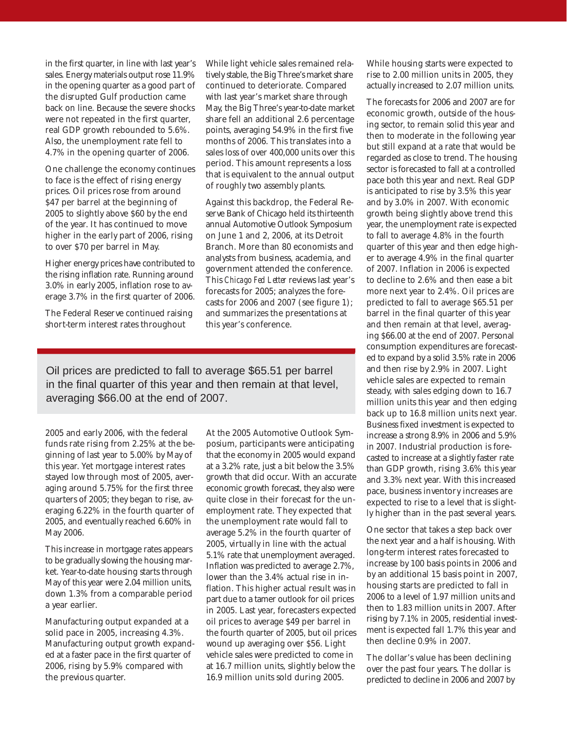in the first quarter, in line with last year's sales. Energy materials output rose 11.9% in the opening quarter as a good part of the disrupted Gulf production came back on line. Because the severe shocks were not repeated in the first quarter, real GDP growth rebounded to 5.6%. Also, the unemployment rate fell to 4.7% in the opening quarter of 2006.

One challenge the economy continues to face is the effect of rising energy prices. Oil prices rose from around $47 per barrel at the beginning of 2005 to slightly above $60 by the end of the year. It has continued to move higher in the early part of 2006, rising to over $70 per barrel in May.

Higher energy prices have contributed to the rising inflation rate. Running around 3.0% in early 2005, inflation rose to average 3.7% in the first quarter of 2006.

The Federal Reserve continued raising short-term interest rates throughout 2005 and early 2006, with the federal funds rate rising from 2.25% at the beginning of last year to 5.00% by May of this year. Yet mortgage interest rates stayed low through most of 2005, averaging around 5.75% for the first three quarters of 2005; they began to rise, averaging 6.22% in the fourth quarter of 2005, and eventually reached 6.60% in May 2006.

This increase in mortgage rates appears to be gradually slowing the housing market. Year-to-date housing starts through May of this year were 2.04 million units, down 1.3% from a comparable period a year earlier.

Manufacturing output expanded at a solid pace in 2005, increasing 4.3%. Manufacturing output growth expanded at a faster pace in the first quarter of 2006, rising by 5.9% compared with the previous quarter.

While light vehicle sales remained relatively stable, the Big Three's market share continued to deteriorate. Compared with last year's market share through May, the Big Three's year-to-date market share fell an additional 2.6 percentage points, averaging 54.9% in the first five months of 2006. This translates into a sales loss of over 400,000 units over this period. This amount represents a loss that is equivalent to the annual output of roughly two assembly plants.

Against this backdrop, the Federal Reserve Bank of Chicago held its thirteenth annual Automotive Outlook Symposium on June 1 and 2, 2006, at its Detroit Branch. More than 80 economists and analysts from business, academia, and government attended the conference. This *Chicago Fed Letter* reviews last year's forecasts for 2005; analyzes the forecasts for 2006 and 2007 (see figure 1); and summarizes the presentations at this year's conference.

> Oil prices are predicted to fall to average $65.51 per barrel in the final quarter of this year and then remain at that level, averaging $66.00 at the end of 2007.

At the 2005 Automotive Outlook Symposium, participants were anticipating that the economy in 2005 would expand at a 3.2% rate, just a bit below the 3.5% growth that did occur. With an accurate economic growth forecast, they also were quite close in their forecast for the unemployment rate. They expected that the unemployment rate would fall to average 5.2% in the fourth quarter of 2005, virtually in line with the actual 5.1% rate that unemployment averaged. Inflation was predicted to average 2.7%, lower than the 3.4% actual rise in inflation. This higher actual result was in part due to a tamer outlook for oil prices in 2005. Last year, forecasters expected oil prices to average $49 per barrel in the fourth quarter of 2005, but oil prices wound up averaging over $56. Light vehicle sales were predicted to come in at 16.7 million units, slightly below the 16.9 million units sold during 2005.

While housing starts were expected to rise to 2.00 million units in 2005, they actually increased to 2.07 million units.

The forecasts for 2006 and 2007 are for economic growth, outside of the housing sector, to remain solid this year and then to moderate in the following year but still expand at a rate that would be regarded as close to trend. The housing sector is forecasted to fall at a controlled pace both this year and next. Real GDP is anticipated to rise by 3.5% this year and by 3.0% in 2007. With economic growth being slightly above trend this year, the unemployment rate is expected to fall to average 4.8% in the fourth quarter of this year and then edge higher to average 4.9% in the final quarter of 2007. Inflation in 2006 is expected to decline to 2.6% and then ease a bit more next year to 2.4%. Oil prices are predicted to fall to average $65.51 per barrel in the final quarter of this year and then remain at that level, averaging $66.00 at the end of 2007. Personal consumption expenditures are forecasted to expand by a solid 3.5% rate in 2006 and then rise by 2.9% in 2007. Light vehicle sales are expected to remain steady, with sales edging down to 16.7 million units this year and then edging back up to 16.8 million units next year. Business fixed investment is expected to increase a strong 8.9% in 2006 and 5.9% in 2007. Industrial production is forecasted to increase at a slightly faster rate than GDP growth, rising 3.6% this year and 3.3% next year. With this increased pace, business inventory increases are expected to rise to a level that is slightly higher than in the past several years.

One sector that takes a step back over the next year and a half is housing. With long-term interest rates forecasted to increase by 100 basis points in 2006 and by an additional 15 basis point in 2007, housing starts are predicted to fall in 2006 to a level of 1.97 million units and then to 1.83 million units in 2007. After rising by 7.1% in 2005, residential investment is expected fall 1.7% this year and then decline 0.9% in 2007.

The dollar's value has been declining over the past four years. The dollar is predicted to decline in 2006 and 2007 by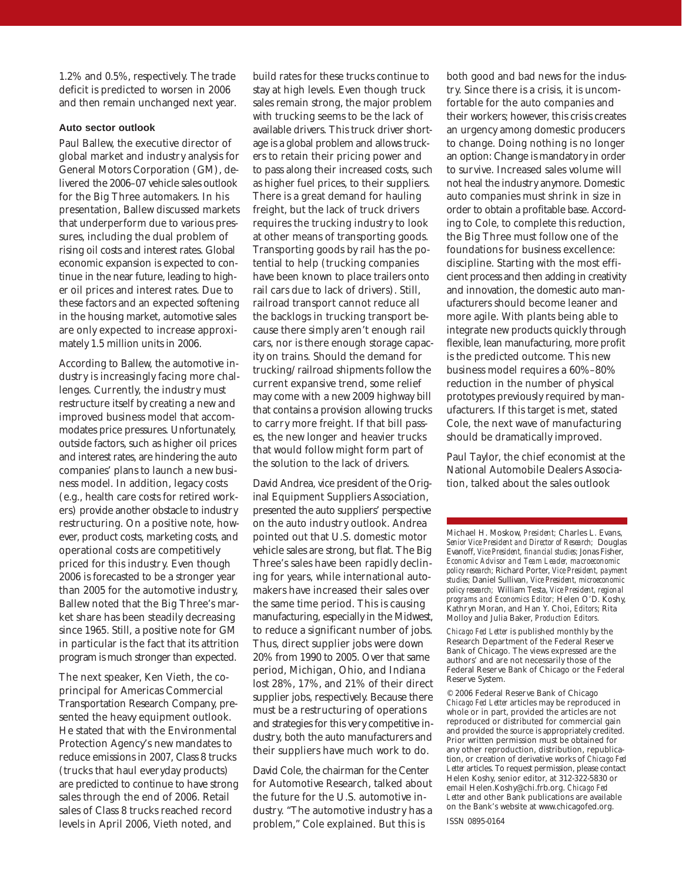1.2% and 0.5%, respectively. The trade deficit is predicted to worsen in 2006 and then remain unchanged next year.

**Auto sector outlook**

Paul Ballew, the executive director of global market and industry analysis for General Motors Corporation (GM), delivered the 2006–07 vehicle sales outlook for the Big Three automakers. In his presentation, Ballew discussed markets that underperform due to various pressures, including the dual problem of rising oil costs and interest rates. Global economic expansion is expected to continue in the near future, leading to higher oil prices and interest rates. Due to these factors and an expected softening in the housing market, automotive sales are only expected to increase approximately 1.5 million units in 2006.

According to Ballew, the automotive industry is increasingly facing more challenges. Currently, the industry must restructure itself by creating a new and improved business model that accommodates price pressures. Unfortunately, outside factors, such as higher oil prices and interest rates, are hindering the auto companies' plans to launch a new business model. In addition, legacy costs (e.g., health care costs for retired workers) provide another obstacle to industry restructuring. On a positive note, however, product costs, marketing costs, and operational costs are competitively priced for this industry. Even though 2006 is forecasted to be a stronger year than 2005 for the automotive industry, Ballew noted that the Big Three's market share has been steadily decreasing since 1965. Still, a positive note for GM in particular is the fact that its attrition program is much stronger than expected.

The next speaker, Ken Vieth, the co-principal for Americas Commercial Transportation Research Company, presented the heavy equipment outlook. He stated that with the Environmental Protection Agency's new mandates to reduce emissions in 2007, Class 8 trucks (trucks that haul everyday products) are predicted to continue to have strong sales through the end of 2006. Retail sales of Class 8 trucks reached record levels in April 2006, Vieth noted, and build rates for these trucks continue to stay at high levels. Even though truck sales remain strong, the major problem with trucking seems to be the lack of available drivers. This truck driver shortage is a global problem and allows truckers to retain their pricing power and to pass along their increased costs, such as higher fuel prices, to their suppliers. There is a great demand for hauling freight, but the lack of truck drivers requires the trucking industry to look at other means of transporting goods. Transporting goods by rail has the potential to help (trucking companies have been known to place trailers onto rail cars due to lack of drivers). Still, railroad transport cannot reduce all the backlogs in trucking transport because there simply aren't enough rail cars, nor is there enough storage capacity on trains. Should the demand for trucking/railroad shipments follow the current expansive trend, some relief may come with a new 2009 highway bill that contains a provision allowing trucks to carry more freight. If that bill passes, the new longer and heavier trucks that would follow might form part of the solution to the lack of drivers.

David Andrea, vice president of the Original Equipment Suppliers Association, presented the auto suppliers' perspective on the auto industry outlook. Andrea pointed out that U.S. domestic motor vehicle sales are strong, but flat. The Big Three's sales have been rapidly declining for years, while international automakers have increased their sales over the same time period. This is causing manufacturing, especially in the Midwest, to reduce a significant number of jobs. Thus, direct supplier jobs were down 20% from 1990 to 2005. Over that same period, Michigan, Ohio, and Indiana lost 28%, 17%, and 21% of their direct supplier jobs, respectively. Because there must be a restructuring of operations and strategies for this very competitive industry, both the auto manufacturers and their suppliers have much work to do.

David Cole, the chairman for the Center for Automotive Research, talked about the future for the U.S. automotive industry. "The automotive industry has a problem," Cole explained. But this is both good and bad news for the industry. Since there is a crisis, it is uncomfortable for the auto companies and their workers; however, this crisis creates an urgency among domestic producers to change. Doing nothing is no longer an option: Change is mandatory in order to survive. Increased sales volume will not heal the industry anymore. Domestic auto companies must shrink in size in order to obtain a profitable base. According to Cole, to complete this reduction, the Big Three must follow one of the foundations for business excellence: discipline. Starting with the most efficient process and then adding in creativity and innovation, the domestic auto manufacturers should become leaner and more agile. With plants being able to integrate new products quickly through flexible, lean manufacturing, more profit is the predicted outcome. This new business model requires a 60%–80% reduction in the number of physical prototypes previously required by manufacturers. If this target is met, stated Cole, the next wave of manufacturing should be dramatically improved.

Paul Taylor, the chief economist at the National Automobile Dealers Association, talked about the sales outlook

---

Michael H. Moskow, *President*; Charles L. Evans, *Senior Vice President and Director of Research*; Douglas Evanoff, *Vice President, financial studies*; Jonas Fisher, *Economic Advisor and Team Leader, macroeconomic policy research*; Richard Porter, *Vice President, payment studies*; Daniel Sullivan, *Vice President, microeconomic policy research*; William Testa, *Vice President, regional programs and Economics Editor*; Helen O'D. Koshy, Kathryn Moran, and Han Y. Choi, *Editors*; Rita Molloy and Julia Baker, *Production Editors*.

*Chicago Fed Letter* is published monthly by the Research Department of the Federal Reserve Bank of Chicago. The views expressed are the authors' and are not necessarily those of the Federal Reserve Bank of Chicago or the Federal Reserve System.

© 2006 Federal Reserve Bank of Chicago
*Chicago Fed Letter* articles may be reproduced in whole or in part, provided the articles are not reproduced or distributed for commercial gain and provided the source is appropriately credited. Prior written permission must be obtained for any other reproduction, distribution, republication, or creation of derivative works of *Chicago Fed Letter* articles. To request permission, please contact Helen Koshy, senior editor, at 312-322-5830 or email Helen.Koshy@chi.frb.org. *Chicago Fed Letter* and other Bank publications are available on the Bank's website at www.chicagofed.org.

ISSN 0895-0164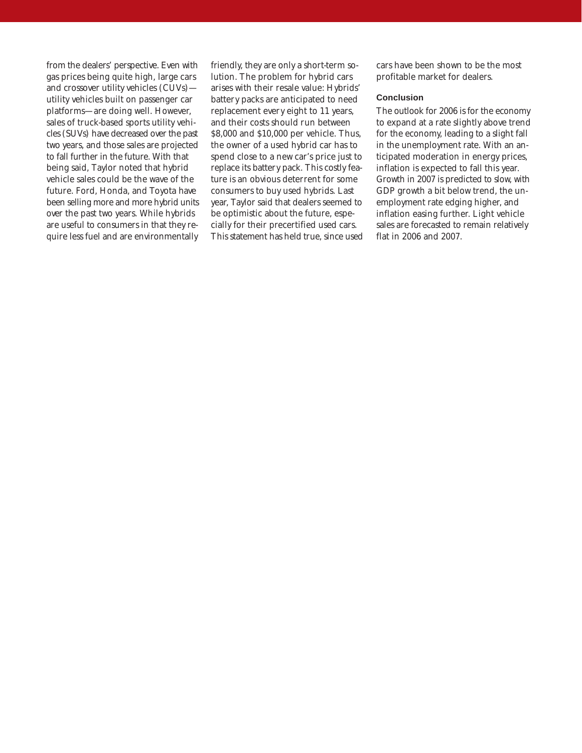from the dealers' perspective. Even with gas prices being quite high, large cars and crossover utility vehicles (CUVs)—utility vehicles built on passenger car platforms—are doing well. However, sales of truck-based sports utility vehicles (SUVs) have decreased over the past two years, and those sales are projected to fall further in the future. With that being said, Taylor noted that hybrid vehicle sales could be the wave of the future. Ford, Honda, and Toyota have been selling more and more hybrid units over the past two years. While hybrids are useful to consumers in that they require less fuel and are environmentally friendly, they are only a short-term solution. The problem for hybrid cars arises with their resale value: Hybrids' battery packs are anticipated to need replacement every eight to 11 years, and their costs should run between $8,000 and $10,000 per vehicle. Thus, the owner of a used hybrid car has to spend close to a new car's price just to replace its battery pack. This costly feature is an obvious deterrent for some consumers to buy used hybrids. Last year, Taylor said that dealers seemed to be optimistic about the future, especially for their precertified used cars. This statement has held true, since used cars have been shown to be the most profitable market for dealers.

## Conclusion

The outlook for 2006 is for the economy to expand at a rate slightly above trend for the economy, leading to a slight fall in the unemployment rate. With an anticipated moderation in energy prices, inflation is expected to fall this year. Growth in 2007 is predicted to slow, with GDP growth a bit below trend, the unemployment rate edging higher, and inflation easing further. Light vehicle sales are forecasted to remain relatively flat in 2006 and 2007.